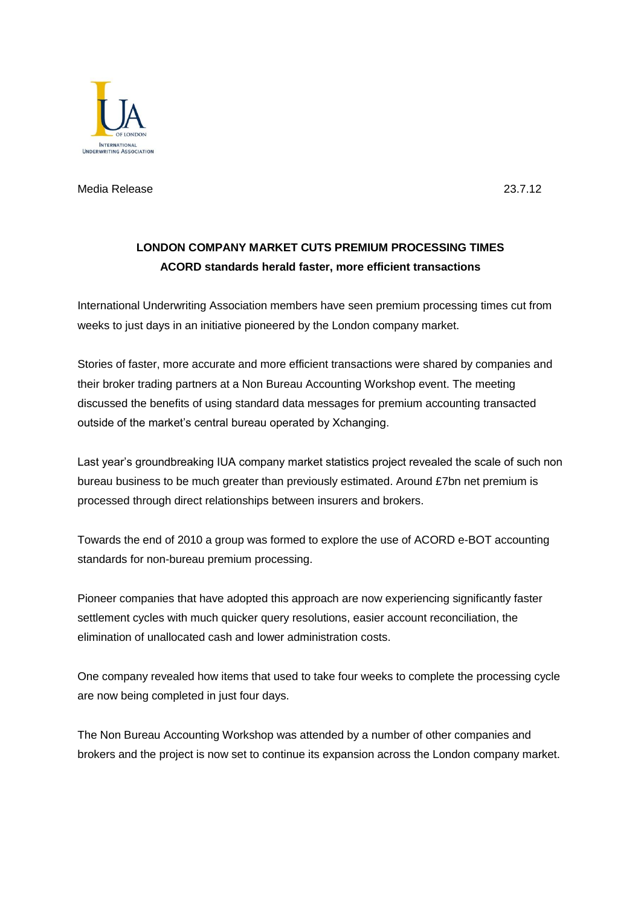Media Release 23.7.12

# LONDON COMPANY MARKET CUTS PREMIUM PROCESSING TIMES

## ACORD standards herald faster, more efficient transactions

International Underwriting Association members have seen premium processing times cut from weeks to just days in an initiative pioneered by the London company market.

Stories of faster, more accurate and more efficient transactions were shared by companies and their broker trading partners at a Non Bureau Accounting Workshop event. The meeting discussed the benefits of using standard data messages for premium accounting transacted outside of the market's central bureau operated by Xchanging.

Last year's groundbreaking IUA company market statistics project revealed the scale of such non bureau business to be much greater than previously estimated. Around £7bn net premium is processed through direct relationships between insurers and brokers.

Towards the end of 2010 a group was formed to explore the use of ACORD e-BOT accounting standards for non-bureau premium processing.

Pioneer companies that have adopted this approach are now experiencing significantly faster settlement cycles with much quicker query resolutions, easier account reconciliation, the elimination of unallocated cash and lower administration costs.

One company revealed how items that used to take four weeks to complete the processing cycle are now being completed in just four days.

The Non Bureau Accounting Workshop was attended by a number of other companies and brokers and the project is now set to continue its expansion across the London company market.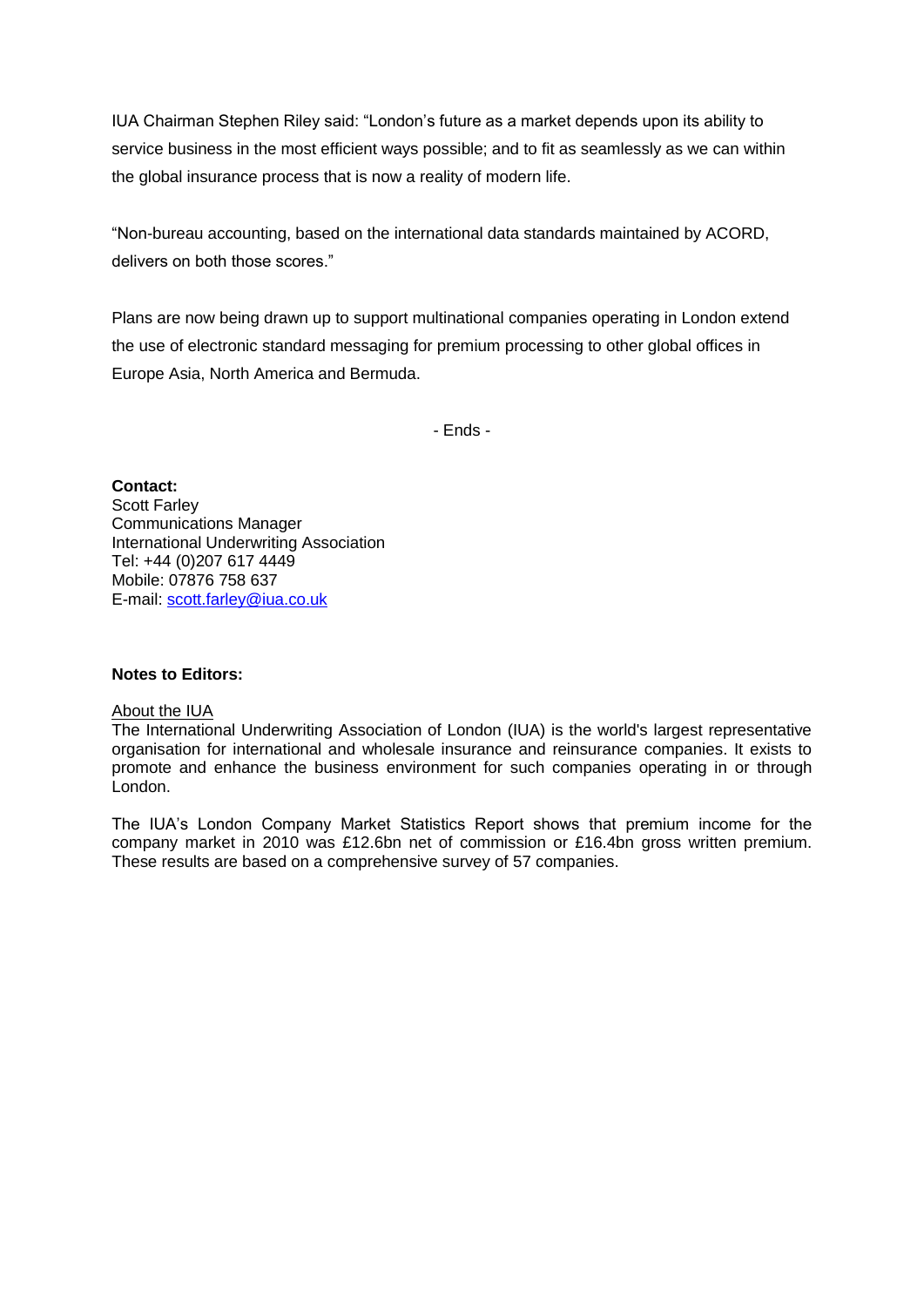IUA Chairman Stephen Riley said: "London's future as a market depends upon its ability to service business in the most efficient ways possible; and to fit as seamlessly as we can within the global insurance process that is now a reality of modern life.

"Non-bureau accounting, based on the international data standards maintained by ACORD, delivers on both those scores."

Plans are now being drawn up to support multinational companies operating in London extend the use of electronic standard messaging for premium processing to other global offices in Europe Asia, North America and Bermuda.

- Ends -

**Contact:**
Scott Farley
Communications Manager
International Underwriting Association
Tel: +44 (0)207 617 4449
Mobile: 07876 758 637
E-mail: scott.farley@iua.co.uk

**Notes to Editors:**

About the IUA
The International Underwriting Association of London (IUA) is the world's largest representative organisation for international and wholesale insurance and reinsurance companies. It exists to promote and enhance the business environment for such companies operating in or through London.

The IUA's London Company Market Statistics Report shows that premium income for the company market in 2010 was £12.6bn net of commission or £16.4bn gross written premium. These results are based on a comprehensive survey of 57 companies.